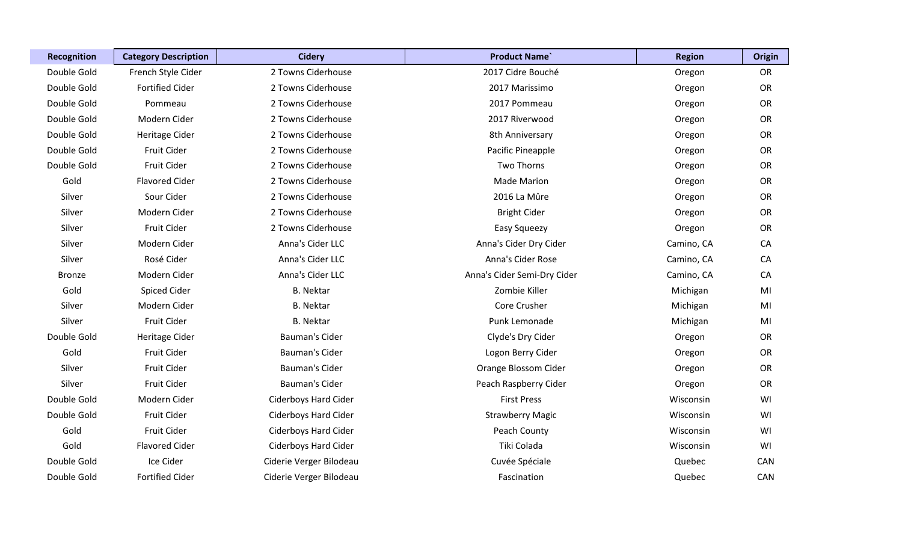| Recognition | Category Description | Cidery | Product Name` | Region | Origin |
|---|---|---|---|---|---|
| Double Gold | French Style Cider | 2 Towns Ciderhouse | 2017 Cidre Bouché | Oregon | OR |
| Double Gold | Fortified Cider | 2 Towns Ciderhouse | 2017 Marissimo | Oregon | OR |
| Double Gold | Pommeau | 2 Towns Ciderhouse | 2017 Pommeau | Oregon | OR |
| Double Gold | Modern Cider | 2 Towns Ciderhouse | 2017 Riverwood | Oregon | OR |
| Double Gold | Heritage Cider | 2 Towns Ciderhouse | 8th Anniversary | Oregon | OR |
| Double Gold | Fruit Cider | 2 Towns Ciderhouse | Pacific Pineapple | Oregon | OR |
| Double Gold | Fruit Cider | 2 Towns Ciderhouse | Two Thorns | Oregon | OR |
| Gold | Flavored Cider | 2 Towns Ciderhouse | Made Marion | Oregon | OR |
| Silver | Sour Cider | 2 Towns Ciderhouse | 2016 La Mûre | Oregon | OR |
| Silver | Modern Cider | 2 Towns Ciderhouse | Bright Cider | Oregon | OR |
| Silver | Fruit Cider | 2 Towns Ciderhouse | Easy Squeezy | Oregon | OR |
| Silver | Modern Cider | Anna's Cider LLC | Anna's Cider Dry Cider | Camino, CA | CA |
| Silver | Rosé Cider | Anna's Cider LLC | Anna's Cider Rose | Camino, CA | CA |
| Bronze | Modern Cider | Anna's Cider LLC | Anna's Cider Semi-Dry Cider | Camino, CA | CA |
| Gold | Spiced Cider | B. Nektar | Zombie Killer | Michigan | MI |
| Silver | Modern Cider | B. Nektar | Core Crusher | Michigan | MI |
| Silver | Fruit Cider | B. Nektar | Punk Lemonade | Michigan | MI |
| Double Gold | Heritage Cider | Bauman's Cider | Clyde's Dry Cider | Oregon | OR |
| Gold | Fruit Cider | Bauman's Cider | Logon Berry Cider | Oregon | OR |
| Silver | Fruit Cider | Bauman's Cider | Orange Blossom Cider | Oregon | OR |
| Silver | Fruit Cider | Bauman's Cider | Peach Raspberry Cider | Oregon | OR |
| Double Gold | Modern Cider | Ciderboys Hard Cider | First Press | Wisconsin | WI |
| Double Gold | Fruit Cider | Ciderboys Hard Cider | Strawberry Magic | Wisconsin | WI |
| Gold | Fruit Cider | Ciderboys Hard Cider | Peach County | Wisconsin | WI |
| Gold | Flavored Cider | Ciderboys Hard Cider | Tiki Colada | Wisconsin | WI |
| Double Gold | Ice Cider | Ciderie Verger Bilodeau | Cuvée Spéciale | Quebec | CAN |
| Double Gold | Fortified Cider | Ciderie Verger Bilodeau | Fascination | Quebec | CAN |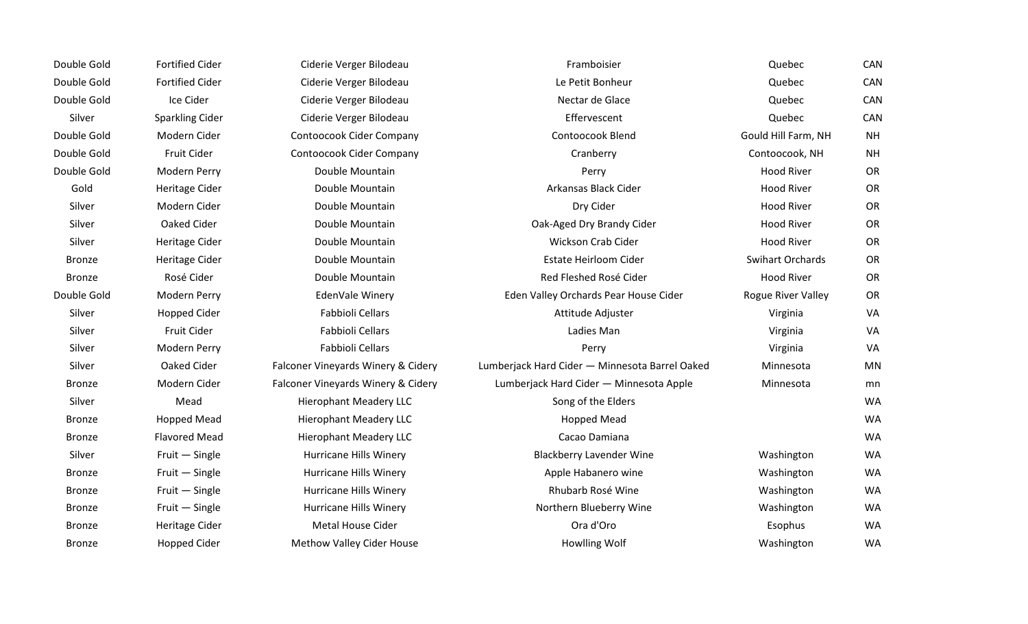| | | | | | |
|---|---|---|---|---|---|
| Double Gold | Fortified Cider | Ciderie Verger Bilodeau | Framboisier | Quebec | CAN |
| Double Gold | Fortified Cider | Ciderie Verger Bilodeau | Le Petit Bonheur | Quebec | CAN |
| Double Gold | Ice Cider | Ciderie Verger Bilodeau | Nectar de Glace | Quebec | CAN |
| Silver | Sparkling Cider | Ciderie Verger Bilodeau | Effervescent | Quebec | CAN |
| Double Gold | Modern Cider | Contoocook Cider Company | Contoocook Blend | Gould Hill Farm, NH | NH |
| Double Gold | Fruit Cider | Contoocook Cider Company | Cranberry | Contoocook, NH | NH |
| Double Gold | Modern Perry | Double Mountain | Perry | Hood River | OR |
| Gold | Heritage Cider | Double Mountain | Arkansas Black Cider | Hood River | OR |
| Silver | Modern Cider | Double Mountain | Dry Cider | Hood River | OR |
| Silver | Oaked Cider | Double Mountain | Oak-Aged Dry Brandy Cider | Hood River | OR |
| Silver | Heritage Cider | Double Mountain | Wickson Crab Cider | Hood River | OR |
| Bronze | Heritage Cider | Double Mountain | Estate Heirloom Cider | Swihart Orchards | OR |
| Bronze | Rosé Cider | Double Mountain | Red Fleshed Rosé Cider | Hood River | OR |
| Double Gold | Modern Perry | EdenVale Winery | Eden Valley Orchards Pear House Cider | Rogue River Valley | OR |
| Silver | Hopped Cider | Fabbioli Cellars | Attitude Adjuster | Virginia | VA |
| Silver | Fruit Cider | Fabbioli Cellars | Ladies Man | Virginia | VA |
| Silver | Modern Perry | Fabbioli Cellars | Perry | Virginia | VA |
| Silver | Oaked Cider | Falconer Vineyards Winery & Cidery | Lumberjack Hard Cider — Minnesota Barrel Oaked | Minnesota | MN |
| Bronze | Modern Cider | Falconer Vineyards Winery & Cidery | Lumberjack Hard Cider — Minnesota Apple | Minnesota | mn |
| Silver | Mead | Hierophant Meadery LLC | Song of the Elders | | WA |
| Bronze | Hopped Mead | Hierophant Meadery LLC | Hopped Mead | | WA |
| Bronze | Flavored Mead | Hierophant Meadery LLC | Cacao Damiana | | WA |
| Silver | Fruit — Single | Hurricane Hills Winery | Blackberry Lavender Wine | Washington | WA |
| Bronze | Fruit — Single | Hurricane Hills Winery | Apple Habanero wine | Washington | WA |
| Bronze | Fruit — Single | Hurricane Hills Winery | Rhubarb Rosé Wine | Washington | WA |
| Bronze | Fruit — Single | Hurricane Hills Winery | Northern Blueberry Wine | Washington | WA |
| Bronze | Heritage Cider | Metal House Cider | Ora d'Oro | Esophus | WA |
| Bronze | Hopped Cider | Methow Valley Cider House | Howlling Wolf | Washington | WA |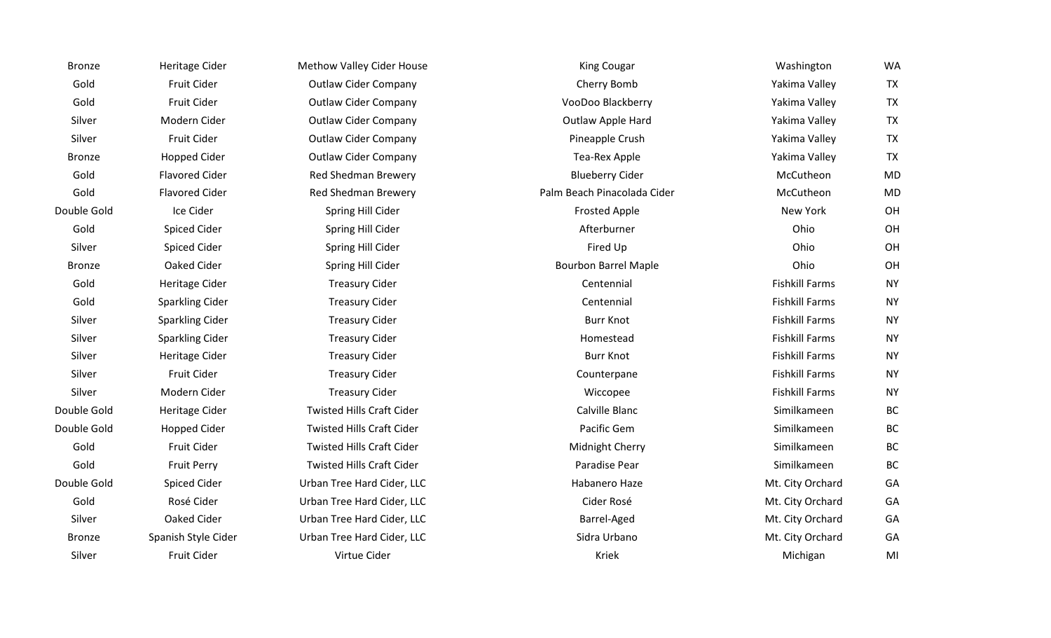| | | | | | |
|---|---|---|---|---|---|
| Bronze | Heritage Cider | Methow Valley Cider House | King Cougar | Washington | WA |
| Gold | Fruit Cider | Outlaw Cider Company | Cherry Bomb | Yakima Valley | TX |
| Gold | Fruit Cider | Outlaw Cider Company | VooDoo Blackberry | Yakima Valley | TX |
| Silver | Modern Cider | Outlaw Cider Company | Outlaw Apple Hard | Yakima Valley | TX |
| Silver | Fruit Cider | Outlaw Cider Company | Pineapple Crush | Yakima Valley | TX |
| Bronze | Hopped Cider | Outlaw Cider Company | Tea-Rex Apple | Yakima Valley | TX |
| Gold | Flavored Cider | Red Shedman Brewery | Blueberry Cider | McCutheon | MD |
| Gold | Flavored Cider | Red Shedman Brewery | Palm Beach Pinacolada Cider | McCutheon | MD |
| Double Gold | Ice Cider | Spring Hill Cider | Frosted Apple | New York | OH |
| Gold | Spiced Cider | Spring Hill Cider | Afterburner | Ohio | OH |
| Silver | Spiced Cider | Spring Hill Cider | Fired Up | Ohio | OH |
| Bronze | Oaked Cider | Spring Hill Cider | Bourbon Barrel Maple | Ohio | OH |
| Gold | Heritage Cider | Treasury Cider | Centennial | Fishkill Farms | NY |
| Gold | Sparkling Cider | Treasury Cider | Centennial | Fishkill Farms | NY |
| Silver | Sparkling Cider | Treasury Cider | Burr Knot | Fishkill Farms | NY |
| Silver | Sparkling Cider | Treasury Cider | Homestead | Fishkill Farms | NY |
| Silver | Heritage Cider | Treasury Cider | Burr Knot | Fishkill Farms | NY |
| Silver | Fruit Cider | Treasury Cider | Counterpane | Fishkill Farms | NY |
| Silver | Modern Cider | Treasury Cider | Wiccopee | Fishkill Farms | NY |
| Double Gold | Heritage Cider | Twisted Hills Craft Cider | Calville Blanc | Similkameen | BC |
| Double Gold | Hopped Cider | Twisted Hills Craft Cider | Pacific Gem | Similkameen | BC |
| Gold | Fruit Cider | Twisted Hills Craft Cider | Midnight Cherry | Similkameen | BC |
| Gold | Fruit Perry | Twisted Hills Craft Cider | Paradise Pear | Similkameen | BC |
| Double Gold | Spiced Cider | Urban Tree Hard Cider, LLC | Habanero Haze | Mt. City Orchard | GA |
| Gold | Rosé Cider | Urban Tree Hard Cider, LLC | Cider Rosé | Mt. City Orchard | GA |
| Silver | Oaked Cider | Urban Tree Hard Cider, LLC | Barrel-Aged | Mt. City Orchard | GA |
| Bronze | Spanish Style Cider | Urban Tree Hard Cider, LLC | Sidra Urbano | Mt. City Orchard | GA |
| Silver | Fruit Cider | Virtue Cider | Kriek | Michigan | MI |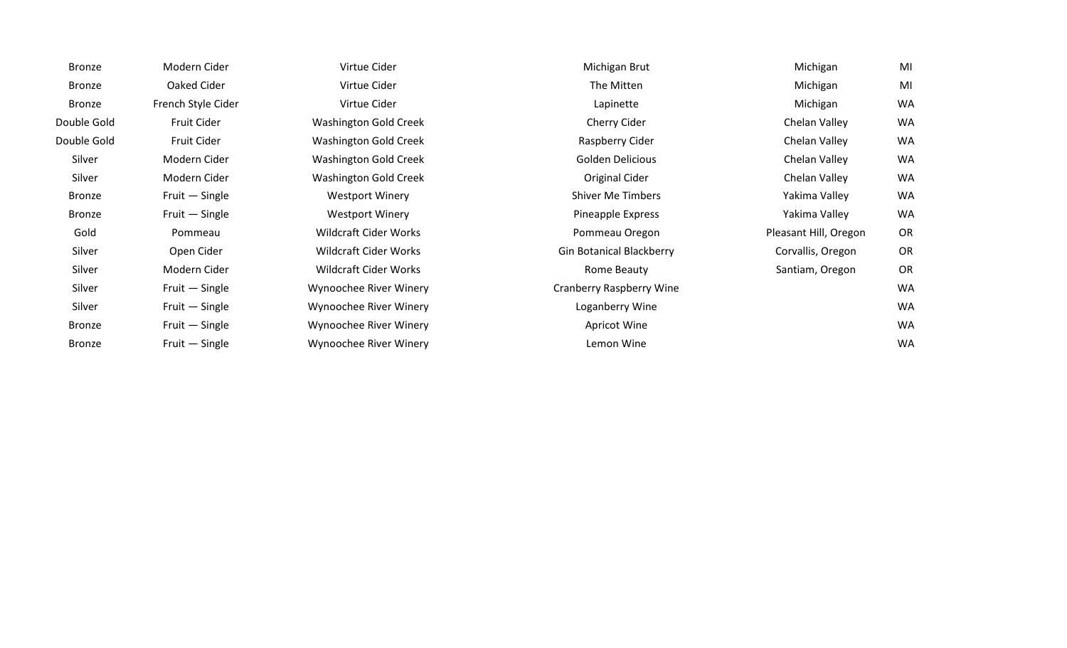| | | | | | |
|---|---|---|---|---|---|
| Bronze | Modern Cider | Virtue Cider | Michigan Brut | Michigan | MI |
| Bronze | Oaked Cider | Virtue Cider | The Mitten | Michigan | MI |
| Bronze | French Style Cider | Virtue Cider | Lapinette | Michigan | WA |
| Double Gold | Fruit Cider | Washington Gold Creek | Cherry Cider | Chelan Valley | WA |
| Double Gold | Fruit Cider | Washington Gold Creek | Raspberry Cider | Chelan Valley | WA |
| Silver | Modern Cider | Washington Gold Creek | Golden Delicious | Chelan Valley | WA |
| Silver | Modern Cider | Washington Gold Creek | Original Cider | Chelan Valley | WA |
| Bronze | Fruit — Single | Westport Winery | Shiver Me Timbers | Yakima Valley | WA |
| Bronze | Fruit — Single | Westport Winery | Pineapple Express | Yakima Valley | WA |
| Gold | Pommeau | Wildcraft Cider Works | Pommeau Oregon | Pleasant Hill, Oregon | OR |
| Silver | Open Cider | Wildcraft Cider Works | Gin Botanical Blackberry | Corvallis, Oregon | OR |
| Silver | Modern Cider | Wildcraft Cider Works | Rome Beauty | Santiam, Oregon | OR |
| Silver | Fruit — Single | Wynoochee River Winery | Cranberry Raspberry Wine | | WA |
| Silver | Fruit — Single | Wynoochee River Winery | Loganberry Wine | | WA |
| Bronze | Fruit — Single | Wynoochee River Winery | Apricot Wine | | WA |
| Bronze | Fruit — Single | Wynoochee River Winery | Lemon Wine | | WA |